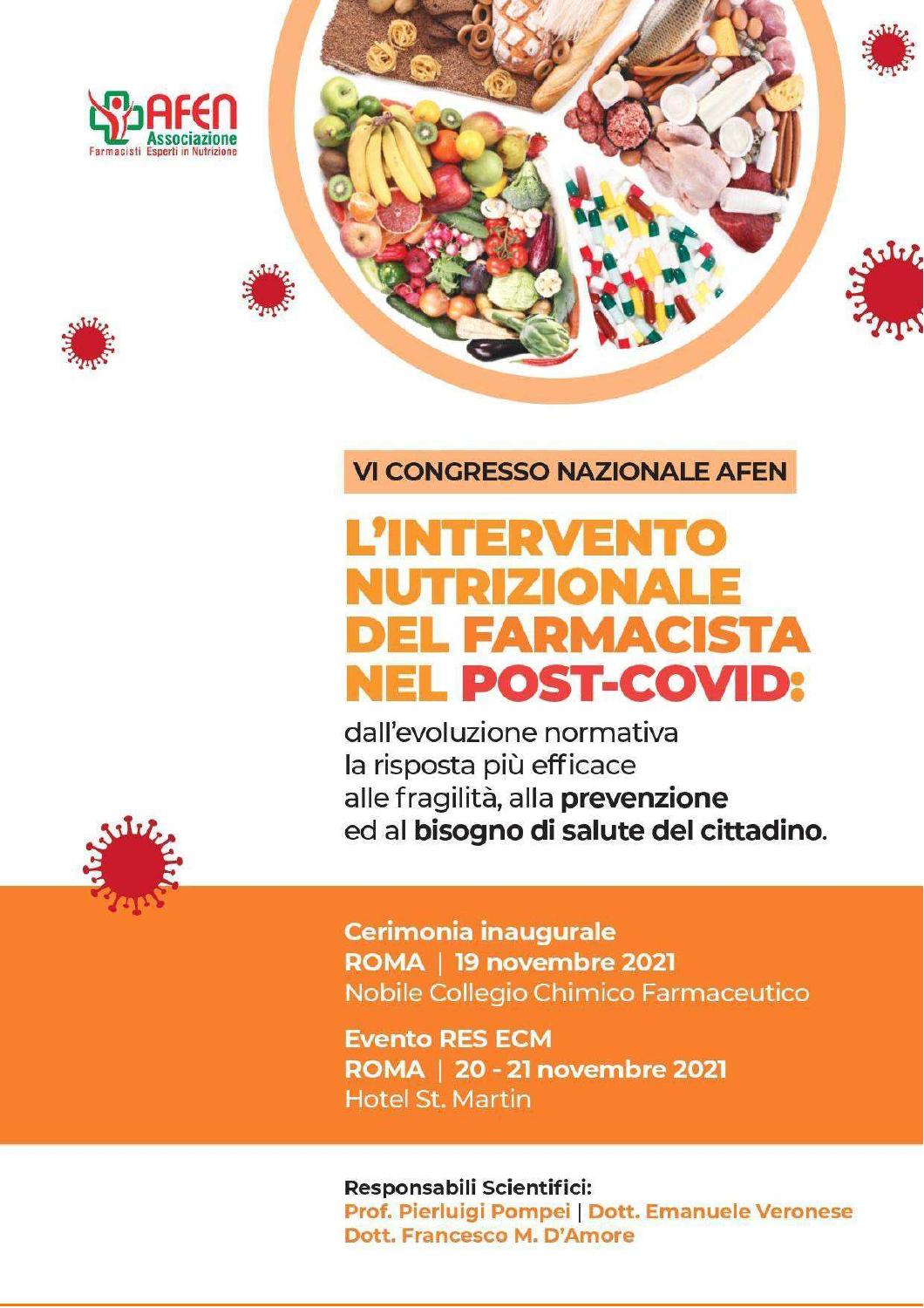AFEN
Associazione
Farmacisti Esperti in Nutrizione

**VI CONGRESSO NAZIONALE AFEN**

# L'INTERVENTO NUTRIZIONALE DEL FARMACISTA NEL POST-COVID:

dall'evoluzione normativa
la risposta più efficace
alle fragilità, alla **prevenzione**
ed al **bisogno di salute del cittadino**.

**Cerimonia inaugurale**
**ROMA | 19 novembre 2021**
Nobile Collegio Chimico Farmaceutico

**Evento RES ECM**
**ROMA | 20 - 21 novembre 2021**
Hotel St. Martin

**Responsabili Scientifici:**
**Prof. Pierluigi Pompei | Dott. Emanuele Veronese**
**Dott. Francesco M. D'Amore**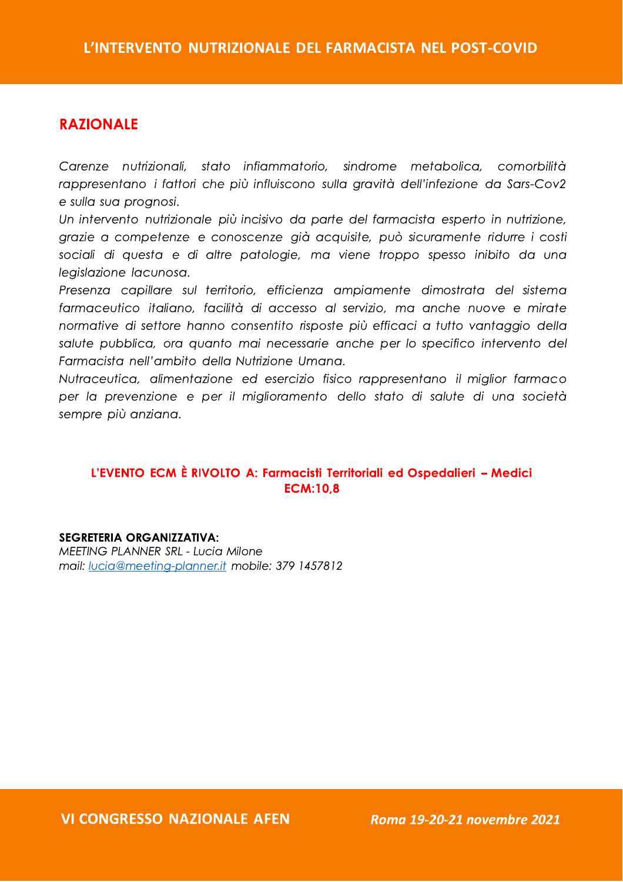## RAZIONALE

*Carenze nutrizionali, stato infiammatorio, sindrome metabolica, comorbilità rappresentano i fattori che più influiscono sulla gravità dell'infezione da Sars-Cov2 e sulla sua prognosi.*
*Un intervento nutrizionale più incisivo da parte del farmacista esperto in nutrizione, grazie a competenze e conoscenze già acquisite, può sicuramente ridurre i costi sociali di questa e di altre patologie, ma viene troppo spesso inibito da una legislazione lacunosa.*
*Presenza capillare sul territorio, efficienza ampiamente dimostrata del sistema farmaceutico italiano, facilità di accesso al servizio, ma anche nuove e mirate normative di settore hanno consentito risposte più efficaci a tutto vantaggio della salute pubblica, ora quanto mai necessarie anche per lo specifico intervento del Farmacista nell'ambito della Nutrizione Umana.*
*Nutraceutica, alimentazione ed esercizio fisico rappresentano il miglior farmaco per la prevenzione e per il miglioramento dello stato di salute di una società sempre più anziana.*

**L'EVENTO ECM È RIVOLTO A: Farmacisti Territoriali ed Ospedalieri – Medici**
**ECM:10,8**

**SEGRETERIA ORGANIZZATIVA:**
*MEETING PLANNER SRL - Lucia Milone*
*mail: lucia@meeting-planner.it mobile: 379 1457812*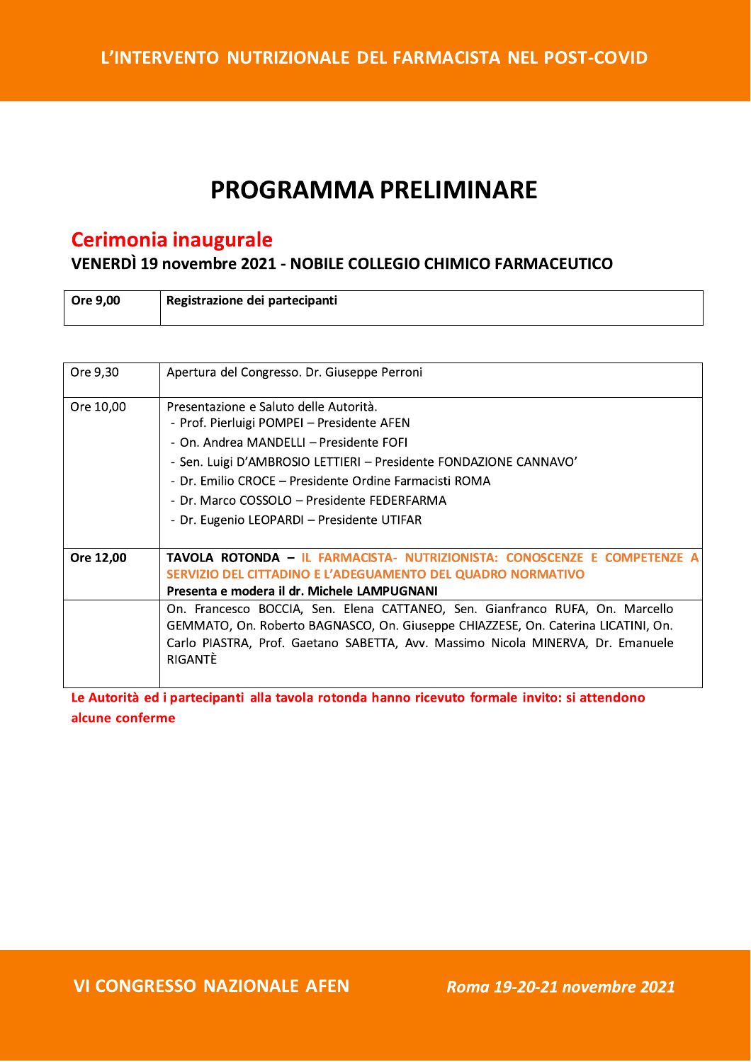# PROGRAMMA PRELIMINARE

## Cerimonia inaugurale

### VENERDÌ 19 novembre 2021 - NOBILE COLLEGIO CHIMICO FARMACEUTICO

| **Ore 9,00** | **Registrazione dei partecipanti** |
|---|---|

| | |
|---|---|
| Ore 9,30 | Apertura del Congresso. Dr. Giuseppe Perroni |
| Ore 10,00 | Presentazione e Saluto delle Autorità.<br>- Prof. Pierluigi POMPEI – Presidente AFEN<br>- On. Andrea MANDELLI – Presidente FOFI<br>- Sen. Luigi D'AMBROSIO LETTIERI – Presidente FONDAZIONE CANNAVO'<br>- Dr. Emilio CROCE – Presidente Ordine Farmacisti ROMA<br>- Dr. Marco COSSOLO – Presidente FEDERFARMA<br>- Dr. Eugenio LEOPARDI – Presidente UTIFAR |
| **Ore 12,00** | **TAVOLA ROTONDA – IL FARMACISTA- NUTRIZIONISTA: CONOSCENZE E COMPETENZE A SERVIZIO DEL CITTADINO E L'ADEGUAMENTO DEL QUADRO NORMATIVO**<br>**Presenta e modera il dr. Michele LAMPUGNANI** |
| | On. Francesco BOCCIA, Sen. Elena CATTANEO, Sen. Gianfranco RUFA, On. Marcello GEMMATO, On. Roberto BAGNASCO, On. Giuseppe CHIAZZESE, On. Caterina LICATINI, On. Carlo PIASTRA, Prof. Gaetano SABETTA, Avv. Massimo Nicola MINERVA, Dr. Emanuele RIGANTÈ |

**Le Autorità ed i partecipanti alla tavola rotonda hanno ricevuto formale invito: si attendono alcune conferme**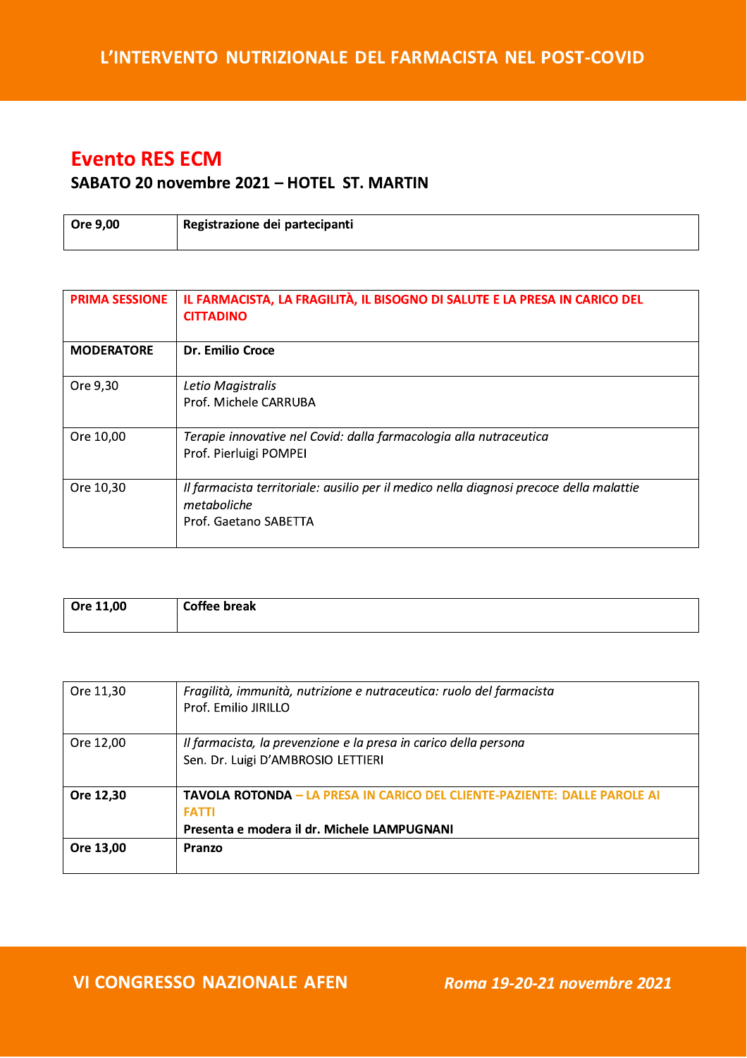## Evento RES ECM

**SABATO 20 novembre 2021 – HOTEL ST. MARTIN**

| | |
|---|---|
| **Ore 9,00** | **Registrazione dei partecipanti** |

| | |
|---|---|
| **PRIMA SESSIONE** | **IL FARMACISTA, LA FRAGILITÀ, IL BISOGNO DI SALUTE E LA PRESA IN CARICO DEL CITTADINO** |
| **MODERATORE** | **Dr. Emilio Croce** |
| Ore 9,30 | *Letio Magistralis*<br>Prof. Michele CARRUBA |
| Ore 10,00 | *Terapie innovative nel Covid: dalla farmacologia alla nutraceutica*<br>Prof. Pierluigi POMPEI |
| Ore 10,30 | *Il farmacista territoriale: ausilio per il medico nella diagnosi precoce della malattie metaboliche*<br>Prof. Gaetano SABETTA |

| | |
|---|---|
| **Ore 11,00** | **Coffee break** |

| | |
|---|---|
| Ore 11,30 | *Fragilità, immunità, nutrizione e nutraceutica: ruolo del farmacista*<br>Prof. Emilio JIRILLO |
| Ore 12,00 | *Il farmacista, la prevenzione e la presa in carico della persona*<br>Sen. Dr. Luigi D'AMBROSIO LETTIERI |
| **Ore 12,30** | **TAVOLA ROTONDA – LA PRESA IN CARICO DEL CLIENTE-PAZIENTE: DALLE PAROLE AI FATTI**<br>**Presenta e modera il dr. Michele LAMPUGNANI** |
| **Ore 13,00** | **Pranzo** |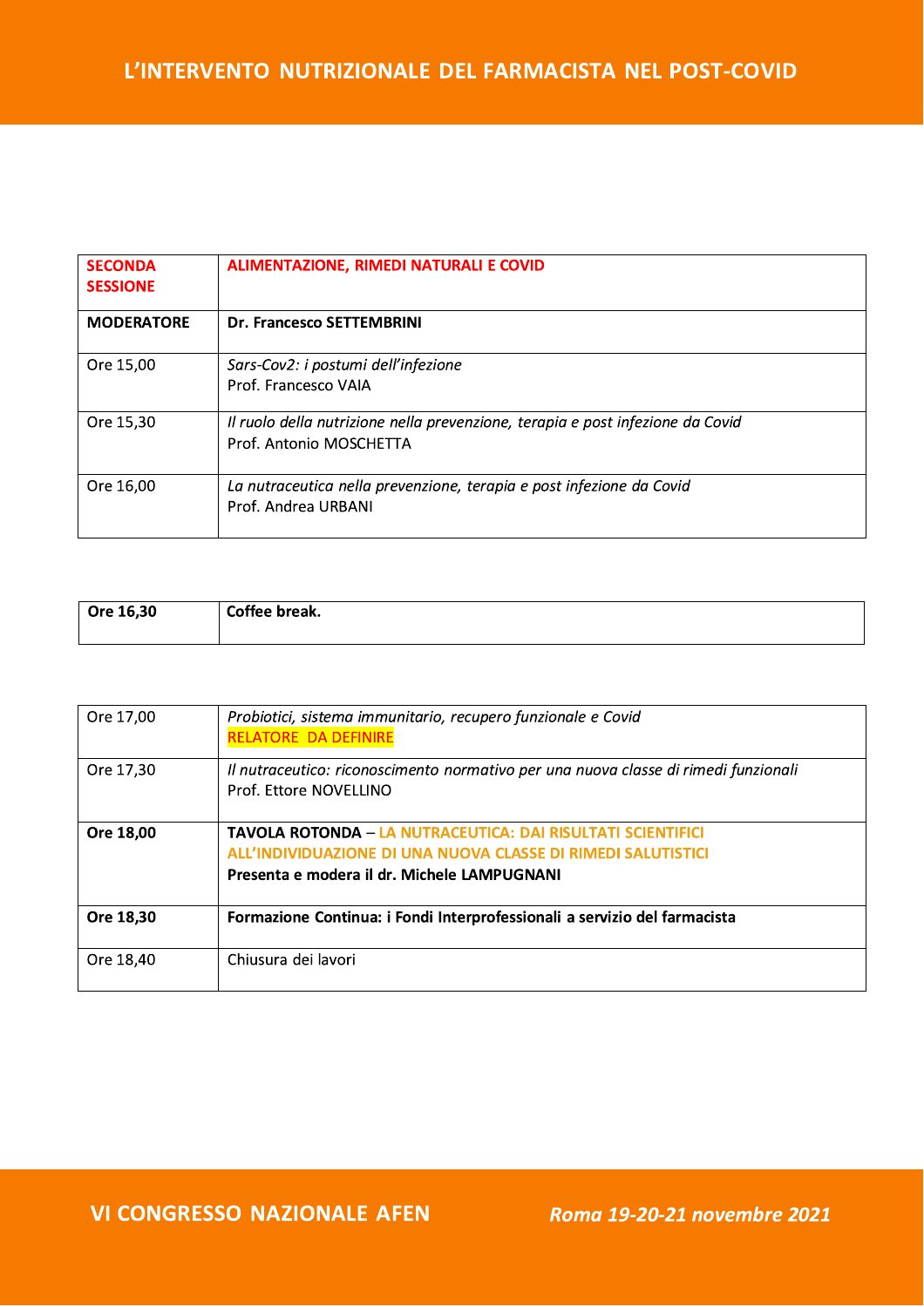| **SECONDA SESSIONE** | **ALIMENTAZIONE, RIMEDI NATURALI E COVID** |
| --- | --- |
| **MODERATORE** | **Dr. Francesco SETTEMBRINI** |
| Ore 15,00 | *Sars-Cov2: i postumi dell'infezione*<br>Prof. Francesco VAIA |
| Ore 15,30 | *Il ruolo della nutrizione nella prevenzione, terapia e post infezione da Covid*<br>Prof. Antonio MOSCHETTA |
| Ore 16,00 | *La nutraceutica nella prevenzione, terapia e post infezione da Covid*<br>Prof. Andrea URBANI |

| **Ore 16,30** | **Coffee break.** |
| --- | --- |

| Ore 17,00 | *Probiotici, sistema immunitario, recupero funzionale e Covid*<br>RELATORE DA DEFINIRE |
| --- | --- |
| Ore 17,30 | *Il nutraceutico: riconoscimento normativo per una nuova classe di rimedi funzionali*<br>Prof. Ettore NOVELLINO |
| **Ore 18,00** | **TAVOLA ROTONDA** – **LA NUTRACEUTICA: DAI RISULTATI SCIENTIFICI ALL'INDIVIDUAZIONE DI UNA NUOVA CLASSE DI RIMEDI SALUTISTICI**<br>**Presenta e modera il dr. Michele LAMPUGNANI** |
| **Ore 18,30** | **Formazione Continua: i Fondi Interprofessionali a servizio del farmacista** |
| Ore 18,40 | Chiusura dei lavori |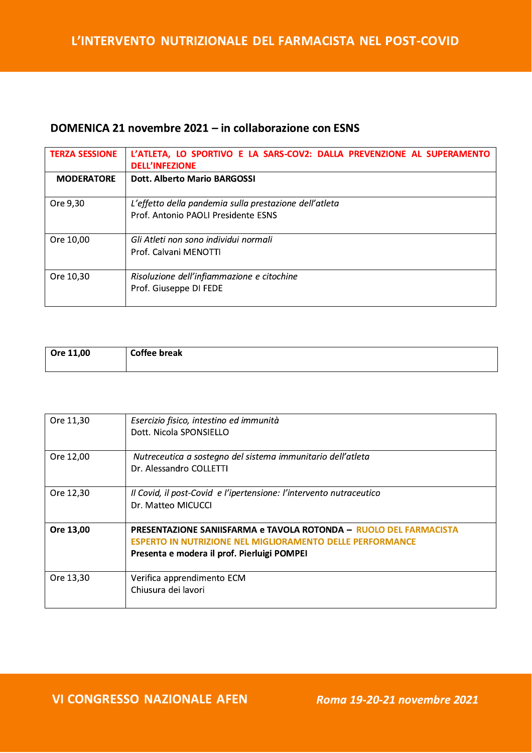## DOMENICA 21 novembre 2021 – in collaborazione con ESNS

| | |
|---|---|
| **TERZA SESSIONE** | **L'ATLETA, LO SPORTIVO E LA SARS-COV2: DALLA PREVENZIONE AL SUPERAMENTO DELL'INFEZIONE** |
| **MODERATORE** | **Dott. Alberto Mario BARGOSSI** |
| Ore 9,30 | *L'effetto della pandemia sulla prestazione dell'atleta*<br>Prof. Antonio PAOLI Presidente ESNS |
| Ore 10,00 | *Gli Atleti non sono individui normali*<br>Prof. Calvani MENOTTI |
| Ore 10,30 | *Risoluzione dell'infiammazione e citochine*<br>Prof. Giuseppe DI FEDE |

| | |
|---|---|
| **Ore 11,00** | **Coffee break** |

| | |
|---|---|
| Ore 11,30 | *Esercizio fisico, intestino ed immunità*<br>Dott. Nicola SPONSIELLO |
| Ore 12,00 | *Nutreceutica a sostegno del sistema immunitario dell'atleta*<br>Dr. Alessandro COLLETTI |
| Ore 12,30 | *Il Covid, il post-Covid e l'ipertensione: l'intervento nutraceutico*<br>Dr. Matteo MICUCCI |
| **Ore 13,00** | **PRESENTAZIONE SANIISFARMA e TAVOLA ROTONDA – RUOLO DEL FARMACISTA ESPERTO IN NUTRIZIONE NEL MIGLIORAMENTO DELLE PERFORMANCE**<br>**Presenta e modera il prof. Pierluigi POMPEI** |
| Ore 13,30 | Verifica apprendimento ECM<br>Chiusura dei lavori |